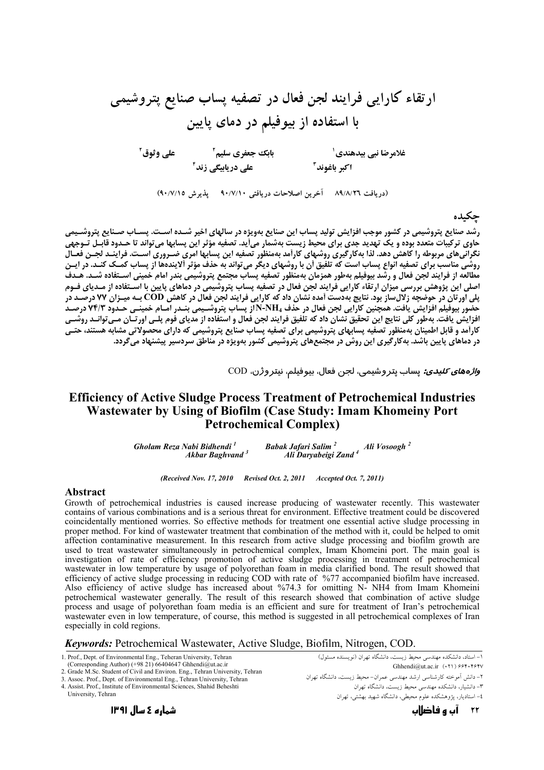# ارتقاء کارایی فرایند لجن فعال در تصفیه پساب صنایع پتروشیمی با استفاده از بیوفیلم در دمای پایین

غلامرضا نبی بیدهندی[1] بابک جعفری سلیم[2] علی وثوق[2]
اکبر باغوند[3] علی دریابیگی زند[4]

(دریافت ۸۹/۸/۲٦ آخرین اصلاحات دریافتی ۹۰/۷/۱۰ پذیرش ۹۰/۷/۱۵)

## چکیده

رشد صنایع پتروشیمی در کشور موجب افزایش تولید پساب این صنایع بهویژه در سالهای اخیر شـده اسـت. پسـاب صـنایع پتروشـیمی حاوی ترکیبات متعدد بوده و یک تهدید جدی برای محیط زیست بهشمار میآید. تصفیه مؤثر این پسابها میتواند تا حـدود قابـل تـوجهی نگرانیهای مربوطه را کاهش دهد. لذا بهکارگیری روشهای کارآمد بهمنظور تصفیه این پسابها امری ضـروری اسـت. فراینـد لجـن فعـال روشی مناسب برای تصفیه انواع پساب است که تلفیق آن با روشهای دیگر میتواند به حذف مؤثر آلایندهها از پساب کمـک کنـد. در ایـن مطالعه از فرایند لجن فعال و رشد بیوفیلم بهطور همزمان بهمنظور تصفیه پساب مجتمع پتروشیمی بندر امام خمینی اسـتفاده شـد. هـدف اصلی این پژوهش بررسی میزان ارتقاء کارایی فرایند لجن فعال در تصفیه پساب پتروشیمی در دماهای پایین با اسـتفاده از مـدیای فـوم پلی اورتان در حوضچه زلالساز بود. نتایج بهدست آمده نشان داد که کارایی فرایند لجن فعال در کاهش COD بـه میـزان ۷۷ درصـد در حضور بیوفیلم افزایش یافت. همچنین کارایی لجن فعال در حذف $N\text{-}NH_4$ از پساب پتروشـیمی بنـدر امـام خمینـی حـدود ۷۴/۳ درصـد افزایش یافت. بهطور کلی نتایج این تحقیق نشان داد که تلفیق فرایند لجن فعال و استفاده از مدیای فوم پلـی اورتـان مـیتوانـد روشـی کارآمد و قابل اطمینان بهمنظور تصفیه پسابهای پتروشیمی برای تصفیه پساب صنایع پتروشیمی که دارای محصولات مشابه هستند، حتـی در دماهای پایین باشد. بهکارگیری این روش در مجتمعهای پتروشیمی کشور بهویژه در مناطق سردسیر پیشنهاد میگردد.

***واژههای کلیدی:*** پساب پتروشیمی، لجن فعال، بیوفیلم، نیتروژن، COD

# Efficiency of Active Sludge Process Treatment of Petrochemical Industries Wastewater by Using of Biofilm (Case Study: Imam Khomeiny Port Petrochemical Complex)

*Gholam Reza Nabi Bidhendi [1]* *Babak Jafari Salim [2]* *Ali Vosoogh [2]*
*Akbar Baghvand [3]* *Ali Daryabeigi Zand [4]*

*(Received Nov. 17, 2010 Revised Oct. 2, 2011 Accepted Oct. 7, 2011)*

## Abstract

Growth of petrochemical industries is caused increase producing of wastewater recently. This wastewater contains of various combinations and is a serious threat for environment. Effective treatment could be discovered coincidentally mentioned worries. So effective methods for treatment one essential active sludge processing in proper method. For kind of wastewater treatment that combination of the method with it, could be helped to omit affection contaminative measurement. In this research from active sludge processing and biofilm growth are used to treat wastewater simultaneously in petrochemical complex, Imam Khomeini port. The main goal is investigation of rate of efficiency promotion of active sludge processing in treatment of petrochemical wastewater in low temperature by usage of polyorethan foam in media clarified bond. The result showed that efficiency of active sludge processing in reducing COD with rate of %77 accompanied biofilm have increased. Also efficiency of active sludge has increased about %74.3 for omitting N- NH4 from Imam Khomeini petrochemical wastewater generally. The result of this research showed that combination of active sludge process and usage of polyorethan foam media is an efficient and sure for treatment of Iran's petrochemical wastewater even in low temperature, of course, this method is suggested in all petrochemical complexes of Iran especially in cold regions.

***Keywords:*** Petrochemical Wastewater, Active Sludge, Biofilm, Nitrogen, COD.

1. Prof., Dept. of Environmental Eng., Teheran University, Tehran (Corresponding Author) (+98 21) 66404647 Ghhendi@ut.ac.ir
2. Grade M.Sc. Student of Civil and Environ. Eng., Tehran University, Tehran
3. Assoc. Prof., Dept. of Environmental Eng., Tehran University, Tehran
4. Assist. Prof., Institute of Environmental Sciences, Shahid Beheshti University, Tehran

۱- استاد، دانشکده مهندسی محیط زیست، دانشگاه تهران (نویسنده مسئول) Ghhendi@ut.ac.ir (۰۲۱) ۶۶۴۰۴۶۴۷
۲- دانش آموخته کارشناسی ارشد مهندسی عمران- محیط زیست، دانشگاه تهران
۳- دانشیار، دانشکده مهندسی محیط زیست، دانشگاه تهران
۴- استادیار، پژوهشکده علوم محیطی، دانشگاه شهید بهشتی، تهران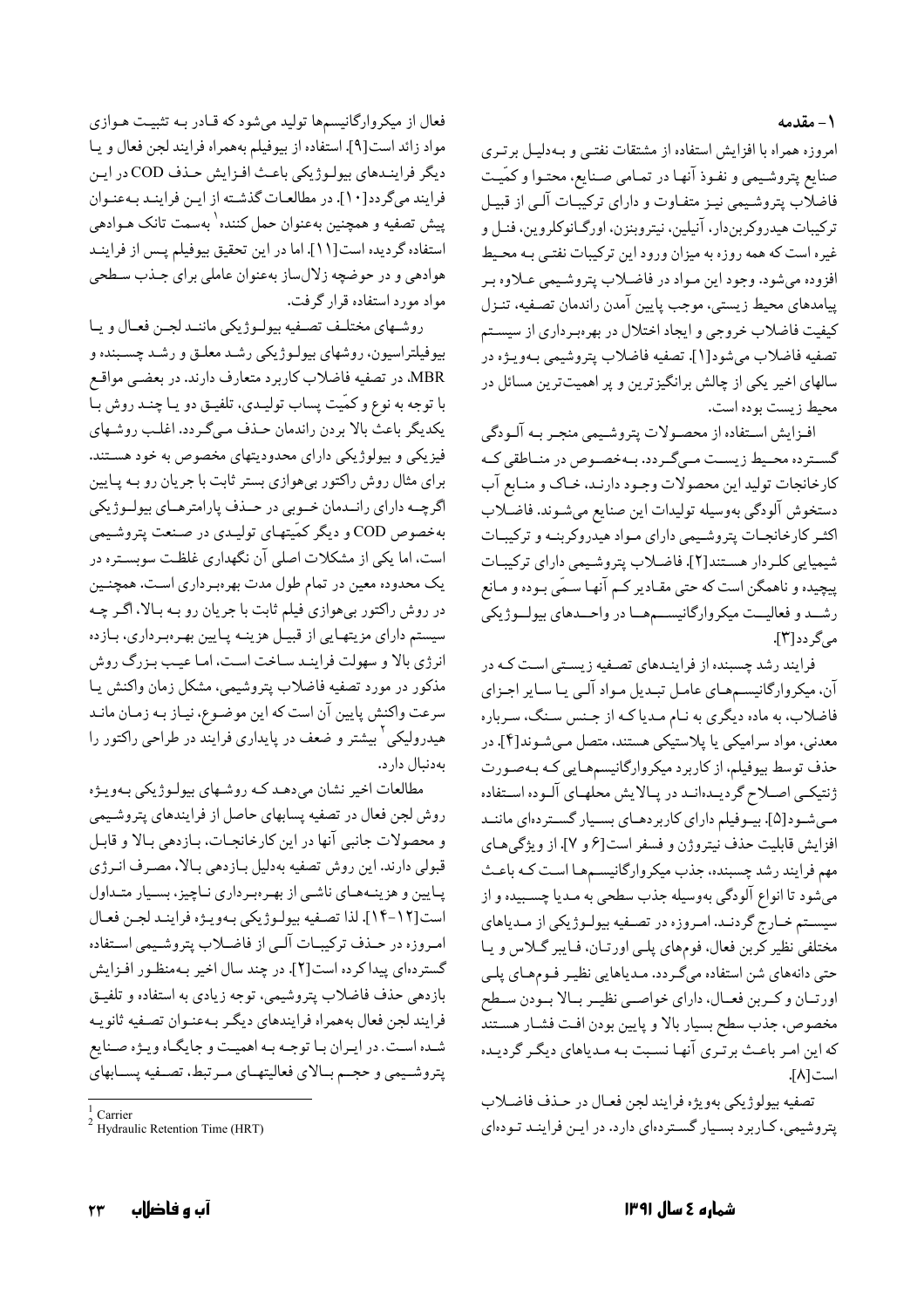## ۱- مقدمه

امروزه همراه با افزایش استفاده از مشتقات نفتی و به‌دلیل برتری صنایع پتروشیمی و نفوذ آنها در تمامی صنایع، محتوا و کمّیت فاضلاب پتروشیمی نیز متفاوت و دارای ترکیبات آلی از قبیل ترکیبات هیدروکربن‌دار، آنیلین، نیتروبنزن، اورگانوکلروین، فنل و غیره است که همه روزه به میزان ورود این ترکیبات نفتی به محیط افزوده می‌شود. وجود این مواد در فاضلاب پتروشیمی علاوه بر پیامدهای محیط زیستی، موجب پایین آمدن راندمان تصفیه، تنزل کیفیت فاضلاب خروجی و ایجاد اختلال در بهره‌برداری از سیستم تصفیه فاضلاب می‌شود[1]. تصفیه فاضلاب پتروشیمی به‌ویژه در سالهای اخیر یکی از چالش برانگیزترین و پر اهمیت‌ترین مسائل در محیط زیست بوده است.

افزایش استفاده از محصولات پتروشیمی منجر به آلودگی گسترده محیط زیست می‌گردد. به‌خصوص در مناطقی که کارخانجات تولید این محصولات وجود دارند، خاک و منابع آب دستخوش آلودگی به‌وسیله تولیدات این صنایع می‌شوند. فاضلاب اکثر کارخانجات پتروشیمی دارای مواد هیدروکربنه و ترکیبات شیمیایی کلردار هستند[2]. فاضلاب پتروشیمی دارای ترکیبات پیچیده و ناهمگن است که حتی مقادیر کم آنها سمّی بوده و مانع رشد و فعالیت میکروارگانیسم‌ها در واحدهای بیولوژیکی می‌گردد[3].

فرایند رشد چسبنده از فرایندهای تصفیه زیستی است که در آن، میکروارگانیسم‌های عامل تبدیل مواد آلی یا سایر اجزای فاضلاب، به ماده دیگری به نام مدیا که از جنس سنگ، سرباره معدنی، مواد سرامیکی یا پلاستیکی هستند، متصل می‌شوند[4]. در حذف توسط بیوفیلم، از کاربرد میکروارگانیسم‌هایی که به‌صورت ژنتیکی اصلاح گردیده‌اند در پالایش محلهای آلوده استفاده می‌شود[5]. بیوفیلم دارای کاربردهای بسیار گسترده‌ای مانند افزایش قابلیت حذف نیتروژن و فسفر است[6 و 7]. از ویژگی‌های مهم فرایند رشد چسبنده، جذب میکروارگانیسم‌ها است که باعث می‌شود تا انواع آلودگی به‌وسیله جذب سطحی به مدیا چسبیده و از سیستم خارج گردند. امروزه در تصفیه بیولوژیکی از مدیاهای مختلفی نظیر کربن فعال، فوم‌های پلی اورتان، فایبر گلاس و یا حتی دانه‌های شن استفاده می‌گردد. مدیاهایی نظیر فوم‌های پلی اورتان و کربن فعال، دارای خواصی نظیر بالا بودن سطح مخصوص، جذب سطح بسیار بالا و پایین بودن افت فشار هستند که این امر باعث برتری آنها نسبت به مدیاهای دیگر گردیده است[8].

تصفیه بیولوژیکی به‌ویژه فرایند لجن فعال در حذف فاضلاب پتروشیمی، کاربرد بسیار گسترده‌ای دارد. در این فرایند توده‌ای فعال از میکروارگانیسم‌ها تولید می‌شود که قادر به تثبیت هوازی مواد زائد است[9]. استفاده از بیوفیلم به‌همراه فرایند لجن فعال و یا دیگر فرایندهای بیولوژیکی باعث افزایش حذف COD در این فرایند می‌گردد[10]. در مطالعات گذشته از این فرایند به‌عنوان پیش تصفیه و همچنین به‌عنوان حمل کننده[1] به‌سمت تانک هوادهی استفاده گردیده است[11]. اما در این تحقیق بیوفیلم پس از فرایند هوادهی و در حوضچه زلال‌ساز به‌عنوان عاملی برای جذب سطحی مواد مورد استفاده قرار گرفت.

روشهای مختلف تصفیه بیولوژیکی مانند لجن فعال و یا بیوفیلتراسیون، روشهای بیولوژیکی رشد معلق و رشد چسبنده و MBR، در تصفیه فاضلاب کاربرد متعارف دارند. در بعضی مواقع با توجه به نوع و کمّیت پساب تولیدی، تلفیق دو یا چند روش با یکدیگر باعث بالا بردن راندمان حذف می‌گردد. اغلب روشهای فیزیکی و بیولوژیکی دارای محدودیتهای مخصوص به خود هستند. برای مثال روش راکتور بی‌هوازی بستر ثابت با جریان رو به پایین اگرچه دارای راندمان خوبی در حذف پارامترهای بیولوژیکی به‌خصوص COD و دیگر کمّیتهای تولیدی در صنعت پتروشیمی است، اما یکی از مشکلات اصلی آن نگهداری غلظت سوبستره در یک محدوده معین در تمام طول مدت بهره‌برداری است. همچنین در روش راکتور بی‌هوازی فیلم ثابت با جریان رو به بالا، اگر چه سیستم دارای مزیتهایی از قبیل هزینه پایین بهره‌برداری، بازده انرژی بالا و سهولت فرایند ساخت است، اما عیب بزرگ روش مذکور در مورد تصفیه فاضلاب پتروشیمی، مشکل زمان واکنش یا سرعت واکنش پایین آن است که این موضوع، نیاز به زمان ماند هیدرولیکی[2] بیشتر و ضعف در پایداری فرایند در طراحی راکتور را به‌دنبال دارد.

مطالعات اخیر نشان می‌دهد که روشهای بیولوژیکی به‌ویژه روش لجن فعال در تصفیه پسابهای حاصل از فرایندهای پتروشیمی و محصولات جانبی آنها در این کارخانجات، بازدهی بالا و قابل قبولی دارند. این روش تصفیه به‌دلیل بازدهی بالا، مصرف انرژی پایین و هزینه‌های ناشی از بهره‌برداری ناچیز، بسیار متداول است[12-14]. لذا تصفیه بیولوژیکی به‌ویژه فرایند لجن فعال امروزه در حذف ترکیبات آلی از فاضلاب پتروشیمی استفاده گسترده‌ای پیدا کرده است[2]. در چند سال اخیر به‌منظور افزایش بازدهی حذف فاضلاب پتروشیمی، توجه زیادی به استفاده و تلفیق فرایند لجن فعال به‌همراه فرایندهای دیگر به‌عنوان تصفیه ثانویه شده است. در ایران با توجه به اهمیت و جایگاه ویژه صنایع پتروشیمی و حجم بالای فعالیتهای مرتبط، تصفیه پسابهای

---
[1] Carrier
[2] Hydraulic Retention Time (HRT)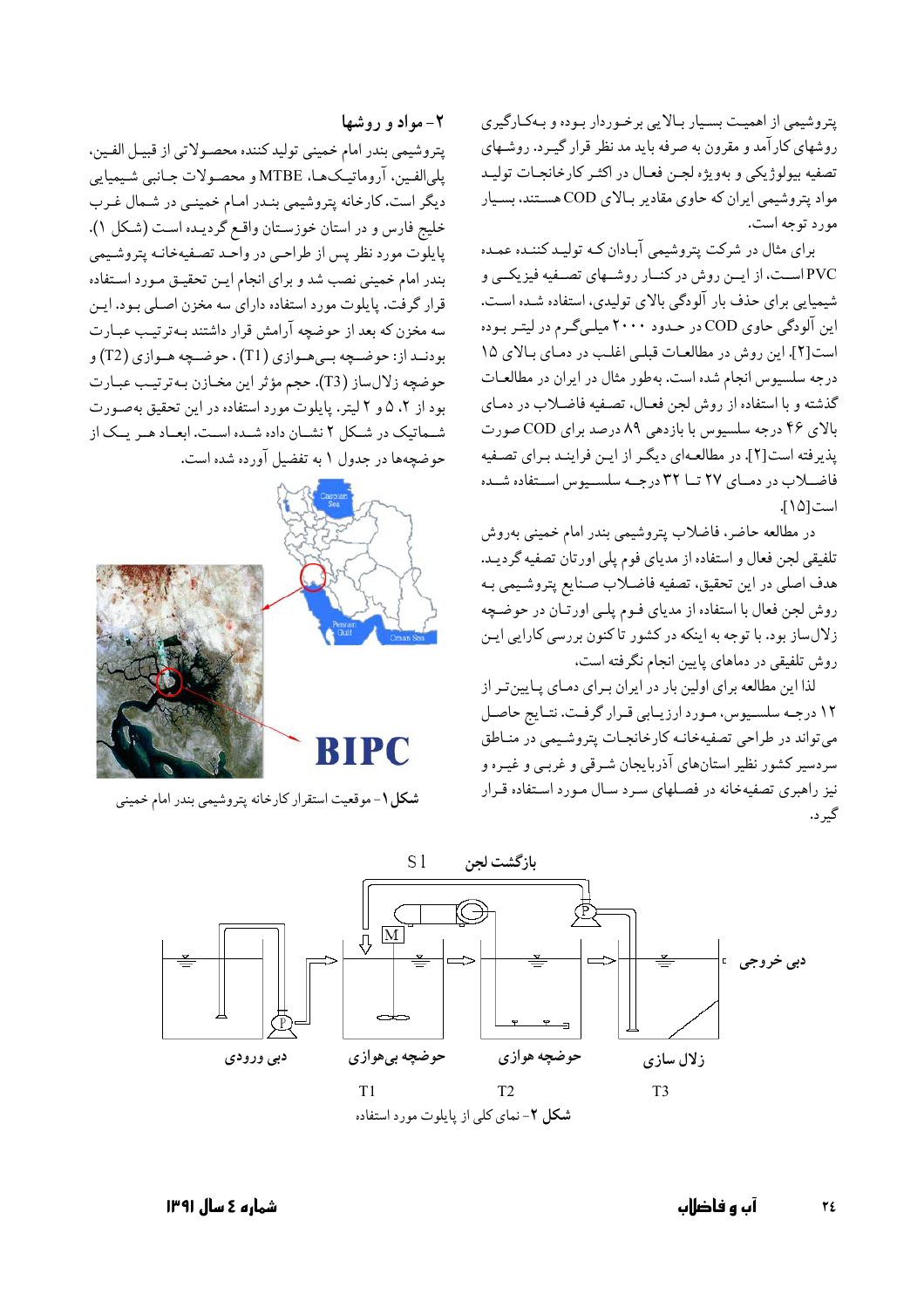پتروشیمی از اهمیت بسیار بالایی برخوردار بوده و به‌کارگیری روشهای کارآمد و مقرون به صرفه باید مد نظر قرار گیرد. روشهای تصفیه بیولوژیکی و بویژه لجن فعال در اکثر کارخانجات تولید مواد پتروشیمی ایران که حاوی مقادیر بالای COD هستند، بسیار مورد توجه است.

برای مثال در شرکت پتروشیمی آبادان که تولید کننده عمده PVC است، از این روش در کنار روشهای تصفیه فیزیکی و شیمیایی برای حذف بار آلودگی بالای تولیدی، استفاده شده است. این آلودگی حاوی COD در حدود ۲۰۰۰ میلی‌گرم در لیتر بوده است[۲]. این روش در مطالعات قبلی اغلب در دمای بالای ۱۵ درجه سلسیوس انجام شده است. به‌طور مثال در ایران در مطالعات گذشته و با استفاده از روش لجن فعال، تصفیه فاضلاب در دمای بالای ۴۶ درجه سلسیوس با بازدهی ۸۹ درصد برای COD صورت پذیرفته است[۲]. در مطالعه‌ای دیگر از این فرایند برای تصفیه فاضلاب در دمای ۲۷ تا ۳۲ درجه سلسیوس استفاده شده است[۱۵].

در مطالعه حاضر، فاضلاب پتروشیمی بندر امام خمینی به‌روش تلفیقی لجن فعال و استفاده از مدیای فوم پلی اورتان تصفیه گردید. هدف اصلی در این تحقیق، تصفیه فاضلاب صنایع پتروشیمی به روش لجن فعال با استفاده از مدیای فوم پلی اورتان در حوضچه زلال‌ساز بود. با توجه به اینکه در کشور تا کنون بررسی کارایی این روش تلفیقی در دماهای پایین انجام نگرفته است، لذا این مطالعه برای اولین بار در ایران برای دمای پایین‌تر از ۱۲ درجه سلسیوس، مورد ارزیابی قرار گرفت. نتایج حاصل می‌تواند در طراحی تصفیه‌خانه کارخانجات پتروشیمی در مناطق سردسیر کشور نظیر استانهای آذربایجان شرقی و غربی و غیره و نیز راهبری تصفیه‌خانه در فصلهای سرد سال مورد استفاده قرار گیرد.

## ۲- مواد و روشها

پتروشیمی بندر امام خمینی تولید کننده محصولاتی از قبیل الفین، پلی‌الفین، آروماتیک‌ها، MTBE و محصولات جانبی شیمیایی دیگر است. کارخانه پتروشیمی بندر امام خمینی در شمال غرب خلیج فارس و در استان خوزستان واقع گردیده است (شکل ۱). پایلوت مورد نظر پس از طراحی در واحد تصفیه‌خانه پتروشیمی بندر امام خمینی نصب شد و برای انجام این تحقیق مورد استفاده قرار گرفت. پایلوت مورد استفاده دارای سه مخزن اصلی بود. این سه مخزن که بعد از حوضچه آرامش قرار داشتند به‌ترتیب عبارت بودند از: حوضچه بی‌هوازی (T1)، حوضچه هوازی (T2) و حوضچه زلال‌ساز (T3). حجم مؤثر این مخازن به‌ترتیب عبارت بود از ۲، ۵ و ۲ لیتر. پایلوت مورد استفاده در این تحقیق به‌صورت شماتیک در شکل ۲ نشان داده شده است. ابعاد هر یک از حوضچه‌ها در جدول ۱ به تفضیل آورده شده است.

شکل ۱- موقعیت استقرار کارخانه پتروشیمی بندر امام خمینی

شکل ۲- نمای کلی از پایلوت مورد استفاده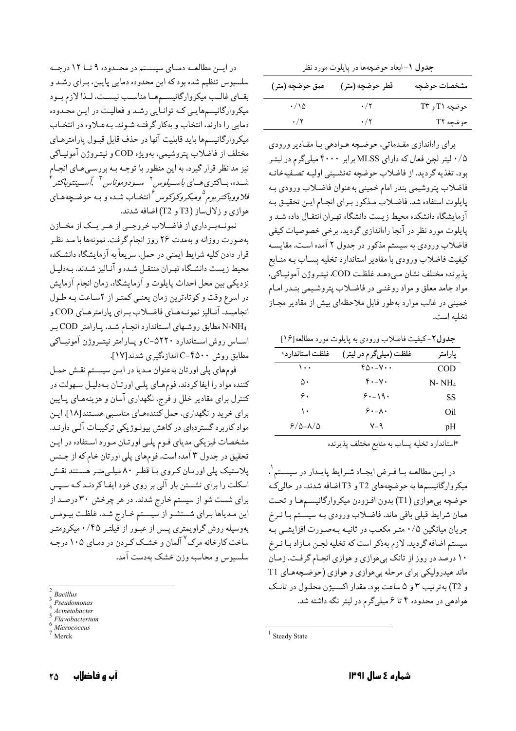**جدول ۱**- ابعاد حوضچه‌ها در پایلوت مورد نظر

| مشخصات حوضچه | قطر حوضچه (متر) | عمق حوضچه (متر) |
|---|---|---|
| حوضچه T1 و T3 | ۰/۲ | ۰/۱۵ |
| حوضچه T2 | ۰/۲ | ۰/۲ |

برای راه‌اندازی مقدماتی، حوضچه هوادهی با مقادیر ورودی ۰/۵ لیتر لجن فعال که دارای MLSS برابر ۴۰۰۰ میلی‌گرم در لیتر بود، تغذیه گردید. از فاضلاب حوضچه ته‌نشینی اولیه تصفیه‌خانه فاضلاب پتروشیمی بندر امام خمینی به‌عنوان فاضلاب ورودی به پایلوت استفاده شد. فاضلاب مذکور برای انجام این تحقیق به آزمایشگاه دانشکده محیط زیست دانشگاه تهران انتقال داده شد و پایلوت مورد نظر در آنجا راه‌اندازی گردید. برخی خصوصیات کیفی فاضلاب ورودی به سیستم مذکور در جدول ۲ آمده است. مقایسه کیفیت فاضلاب ورودی با مقادیر استاندارد تخلیه پساب به منابع پذیرنده مختلف نشان می‌دهد غلظت COD، نیتروژن آمونیاکی، مواد جامد معلق و مواد روغنی در فاضلاب پتروشیمی بندر امام خمینی در غالب موارد به‌طور قابل ملاحظه‌ای بیش از مقادیر مجاز تخلیه است.

**جدول۲**- کیفیت فاضلاب ورودی به پایلوت مورد مطالعه[۱۶]

| پارامتر | غلظت (میلی‌گرم در لیتر) | غلظت استاندارد* |
|---|---|---|
| COD | ۴۵۰-۷۰۰ | ۱۰۰ |
| $N-NH_4$ | ۴۰-۷۰ | ۵۰ |
| SS | ۶۰-۱۹۰ | ۶۰ |
| Oil | ۶۰-۸۰ | ۱۰ |
| pH | ۷-۹ | ۶/۵-۸/۵ |

*استاندارد تخلیه پساب به منابع مختلف پذیرنده

در این مطالعه با فرض ایجاد شرایط پایدار در سیستم[1]، میکروارگانیسم‌ها به حوضچه‌های T2 و T3 اضافه شدند. در حالی‌که حوضچه بی‌هوازی (T1) بدون افزودن میکروارگانیسم‌ها و تحت همان شرایط قبلی باقی ماند. فاضلاب ورودی به سیستم با نرخ جریان میانگین ۰/۵ متر مکعب در ثانیه به‌صورت افزایشی به سیستم اضافه گردید. لازم به‌ذکر است که تخلیه لجن مازاد با نرخ ۱۰ درصد در روز از تانک بی‌هوازی و هوازی انجام گرفت. زمان ماند هیدرولیکی برای مرحله بی‌هوازی و هوازی (حوضچه‌های T1 و T2) به‌ترتیب ۳ و ۵ ساعت بود. مقدار اکسیژن محلول در تانک هوادهی در محدوده ۴ تا ۶ میلی‌گرم در لیتر نگه داشته شد.

در این مطالعه دمای سیستم در محدوده ۹ تا ۱۲ درجه سلسیوس تنظیم شده بود که این محدوده دمایی پایین، برای رشد و بقای غالب میکروارگانیسم‌ها مناسب نیست، لذا لازم بود میکروارگانیسم‌هایی که توانایی رشد و فعالیت در این محدوده دمایی را دارند، انتخاب و به‌کار گرفته شوند. به‌علاوه در انتخاب میکروارگانیسم‌ها باید قابلیت آنها در حذف قابل قبول پارامترهای مختلف از فاضلاب پتروشیمی، به‌ویژه COD و نیتروژن آمونیاکی نیز مد نظر قرار گیرد. به این منظور با توجه به بررسی‌های انجام شده، باکتری‌های *باسیلوس*[2] *سودوموناس*[3] *آسینتوباکتر*[4] *فلاووباکتریوم*[5] و *میکروکوکوس*[6] انتخاب شده و به حوضچه‌های هوازی و زلال‌ساز (T3 و T2) اضافه شدند.

نمونه‌برداری از فاضلاب خروجی از هر یک از مخازن به‌صورت روزانه و به‌مدت ۲۶ روز انجام گرفت. نمونه‌ها با مد نظر قرار دادن کلیه شرایط ایمنی در حمل، سریعاً به آزمایشگاه دانشکده محیط زیست دانشگاه تهران منتقل شده و آنالیز شدند. به‌دلیل نزدیکی بین محل احداث پایلوت و آزمایشگاه، زمان انجام آزمایش در اسرع وقت و کوتاه‌ترین زمان یعنی کمتر از ۲ساعت به طول انجامید. آنالیز نمونه‌های فاضلاب برای پارامترهای COD و $N-NH_4$ مطابق روش‌های استاندارد انجام شد. پارامتر COD بر اساس روش استاندارد ۵۲۲۰-C و پارامتر نیتروژن آمونیاکی مطابق روش ۴۵۰۰-C اندازه‌گیری شدند[۱۷].

فوم‌های پلی اورتان به‌عنوان مدیا در این سیستم نقش حمل کننده مواد را ایفا کردند. فوم‌های پلی اورتان به‌دلیل سهولت در کنترل برای مقادیر خلل و فرج، نگهداری آسان و هزینه‌های پایین برای خرید و نگهداری، حمل کننده‌های مناسبی هستند[۱۸]. این مواد کاربرد گسترده‌ای در کاهش بیولوژیکی ترکیبات آلی دارند. مشخصات فیزیکی مدیای فوم پلی اورتان مورد استفاده در این تحقیق در جدول ۳ آمده است. فوم‌های پلی اورتان خام که از جنس پلاستیک پلی اورتان کروی با قطر ۸۰ میلی‌متر هستند نقش اسکلت را برای نشستن بار آلی بر روی خود ایفا کردند که سپس برای شست شو از سیستم خارج شدند. در هر چرخش ۳۰ درصد از این مدیاها برای شستشو از سیستم خارج شد. غلظت بیومس به‌وسیله روش گراویمتری پس از عبور از فیلتر ۰/۴۵ میکرومتر ساخت کارخانه مرک[7] آلمان و خشک کردن در دمای ۱۰۵ درجه سلسیوس و محاسبه وزن خشک به‌دست آمد.

---

[1] Steady State

[2] *Bacillus*

[3] *Pseudomonas*

[4] *Acinetobacter*

[5] *Flavobacterium*

[6] *Micrococcus*

[7] Merck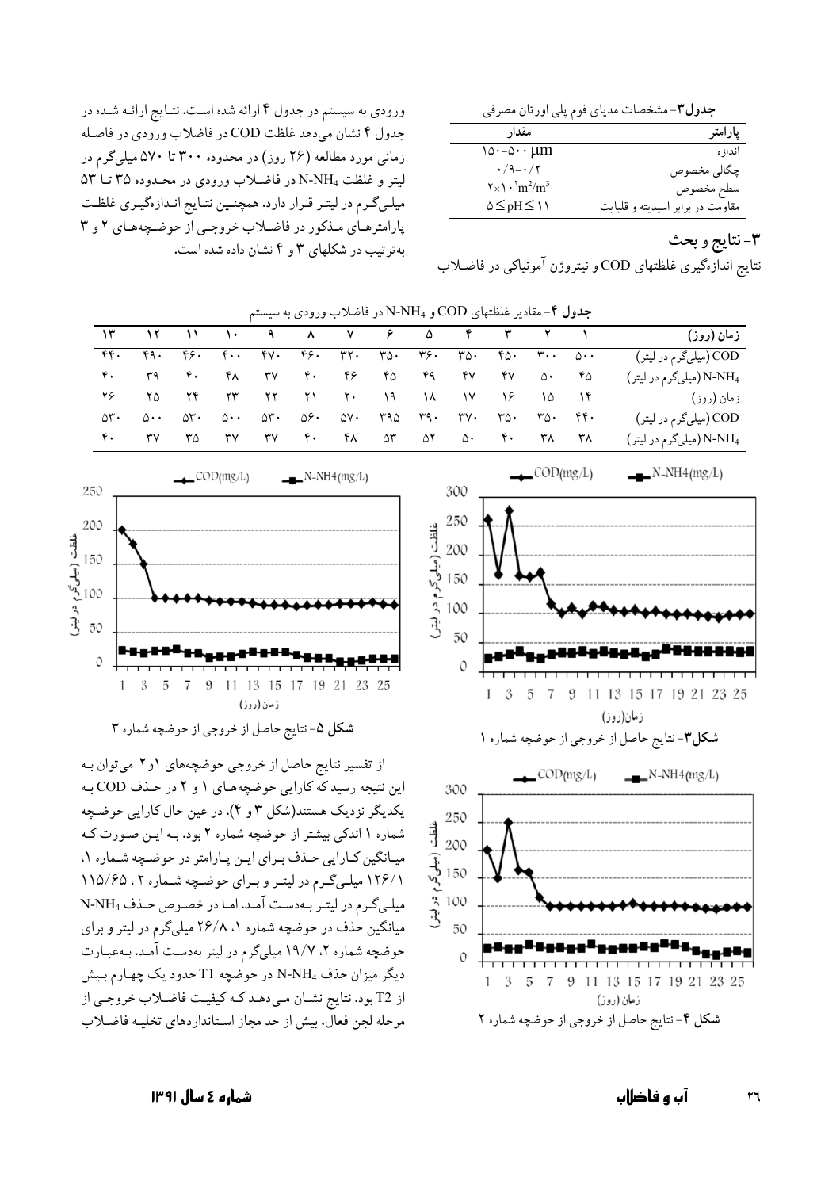**جدول۳**- مشخصات مدیای فوم پلی اورتان مصرفی

| پارامتر | مقدار |
|---|---|
| اندازه | ۱۵۰-۵۰۰ μm |
| چگالی مخصوص | ۰/۹-۰/۲ |
| سطح مخصوص | $2\times10^{4}$ m²/m³ |
| مقاومت در برابر اسیدیته و قلیایت | $5\leq pH\leq 11$ |

## ۳- نتایج و بحث

نتایج اندازه‌گیری غلظتهای COD و نیتروژن آمونیاکی در فاضلاب ورودی به سیستم در جدول ۴ ارائه شده است. نتایج ارائه شده در جدول ۴ نشان می‌دهد غلظت COD در فاضلاب ورودی در فاصله زمانی مورد مطالعه (۲۶ روز) در محدوده ۳۰۰ تا ۵۷۰ میلی‌گرم در لیتر و غلظت $N\text{-}NH_4$ در فاضلاب ورودی در محدوده ۳۵ تا ۵۳ میلی‌گرم در لیتر قرار دارد. همچنین نتایج اندازه‌گیری غلظت پارامترهای مذکور در فاضلاب خروجی از حوضچه‌های ۲ و ۳ به‌ترتیب در شکلهای ۳ و ۴ نشان داده شده است.

**جدول ۴**- مقادیر غلظتهای COD و $N\text{-}NH_4$ در فاضلاب ورودی به سیستم

| زمان (روز) | ۱ | ۲ | ۳ | ۴ | ۵ | ۶ | ۷ | ۸ | ۹ | ۱۰ | ۱۱ | ۱۲ | ۱۳ |
|---|---|---|---|---|---|---|---|---|---|---|---|---|---|
| COD (میلی‌گرم در لیتر) | ۵۰۰ | ۳۰۰ | ۴۵۰ | ۳۵۰ | ۳۶۰ | ۳۵۰ | ۳۲۰ | ۴۶۰ | ۴۷۰ | ۴۰۰ | ۴۶۰ | ۴۹۰ | ۴۴۰ |
| $N\text{-}NH_4$ (میلی‌گرم در لیتر) | ۴۵ | ۵۰ | ۴۷ | ۴۷ | ۴۹ | ۴۵ | ۴۶ | ۴۰ | ۳۷ | ۴۸ | ۴۰ | ۳۹ | ۴۰ |
| زمان (روز) | ۱۴ | ۱۵ | ۱۶ | ۱۷ | ۱۸ | ۱۹ | ۲۰ | ۲۱ | ۲۲ | ۲۳ | ۲۴ | ۲۵ | ۲۶ |
| COD (میلی‌گرم در لیتر) | ۴۴۰ | ۳۵۰ | ۳۵۰ | ۳۷۰ | ۳۹۰ | ۳۹۵ | ۵۷۰ | ۵۶۰ | ۵۳۰ | ۵۰۰ | ۵۳۰ | ۵۰۰ | ۵۳۰ |
| $N\text{-}NH_4$ (میلی‌گرم در لیتر) | ۳۸ | ۳۸ | ۴۰ | ۵۰ | ۵۲ | ۵۳ | ۴۸ | ۴۰ | ۳۷ | ۳۷ | ۳۵ | ۳۷ | ۴۰ |

**شکل۳**- نتایج حاصل از خروجی از حوضچه شماره ۱

**شکل ۴**- نتایج حاصل از خروجی از حوضچه شماره ۲

**شکل ۵**- نتایج حاصل از خروجی از حوضچه شماره ۳

از تفسیر نتایج حاصل از خروجی حوضچه‌های ۱و۲ می‌توان به این نتیجه رسید که کارایی حوضچه‌های ۱ و ۲ در حذف COD به یکدیگر نزدیک هستند(شکل ۳ و ۴). در عین حال کارایی حوضچه شماره ۱ اندکی بیشتر از حوضچه شماره ۲ بود. به این صورت که میانگین کارایی حذف برای این پارامتر در حوضچه شماره ۱، ۱۲۶/۱ میلی‌گرم در لیتر و برای حوضچه شماره ۲ ، ۱۱۵/۶۵ میلی‌گرم در لیتر به‌دست آمد. اما در خصوص حذف $N\text{-}NH_4$ میانگین حذف در حوضچه شماره ۱، ۲۶/۸ میلی‌گرم در لیتر و برای حوضچه شماره ۲، ۱۹/۷ میلی‌گرم در لیتر به‌دست آمد. به‌عبارت دیگر میزان حذف $N\text{-}NH_4$ در حوضچه T1 حدود یک چهارم بیش از T2 بود. نتایج نشان می‌دهد که کیفیت فاضلاب خروجی از مرحله لجن فعال، بیش از حد مجاز استانداردهای تخلیه فاضلاب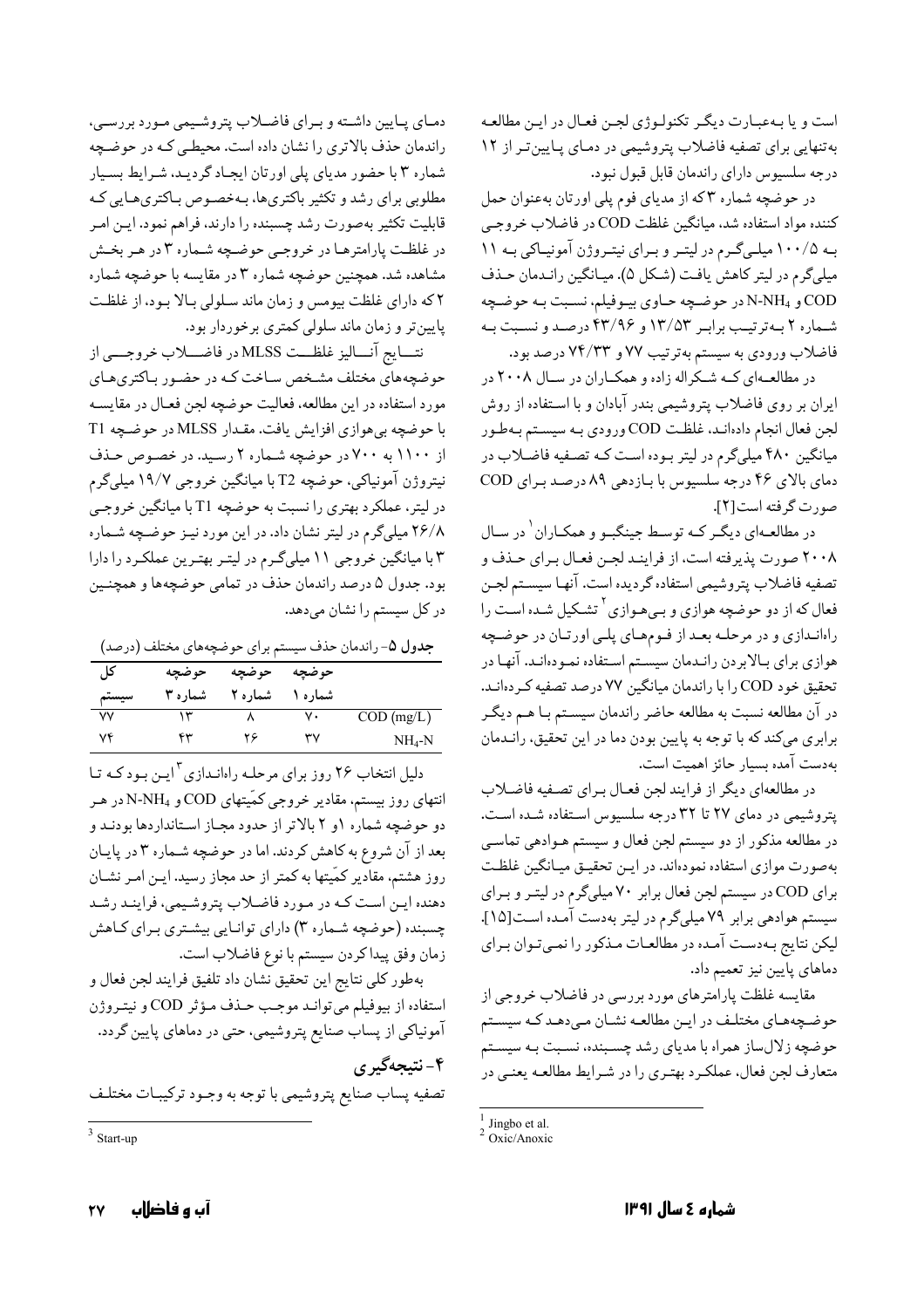است و یا بـه‌عبـارت دیگـر تکنولـوژی لجـن فعـال در ایـن مطالعـه به‌تنهایی برای تصفیه فاضلاب پتروشیمی در دمـای پـایین‌تـر از ۱۲ درجه سلسیوس دارای راندمان قابل قبول نبود.

در حوضچه شماره ۳ که از مدیای فوم پلی اورتان به‌عنوان حمل کننده مواد استفاده شد، میانگین غلظت COD در فاضلاب خروجـی بـه ۱۰۰/۵ میلـی‌گـرم در لیتـر و بـرای نیتـروژن آمونیـاکی بـه ۱۱ میلی‌گرم در لیتر کاهش یافت (شکل ۵). میـانگین رانـدمان حـذف COD و $N\text{-}NH_4$ در حوضـچه حـاوی بیـوفیلم، نسـبت بـه حوضـچه شـماره ۲ بـه‌ترتیـب برابـر ۱۳/۵۳ و ۴۳/۹۶ درصـد و نسـبت بـه فاضلاب ورودی به سیستم به‌ترتیب ۷۷ و ۷۴/۳۳ درصد بود.

در مطالعـه‌ای کـه شـکراله زاده و همکـاران در سـال ۲۰۰۸ در ایران بر روی فاضلاب پتروشیمی بندر آبادان و با استفاده از روش لجن فعال انجام داده‌اند، غلظـت COD ورودی بـه سیسـتم بـه‌طـور میانگین ۴۸۰ میلی‌گرم در لیتر بـوده اسـت کـه تصـفیه فاضـلاب در دمای بالای ۴۶ درجه سلسیوس با بـازدهی ۸۹ درصـد بـرای COD صورت گرفته است[۲].

در مطالعـه‌ای دیگـر کـه توسـط جینگبـو و همکـاران[1] در سـال ۲۰۰۸ صورت پذیرفته است، از فراینـد لجـن فعـال بـرای حـذف و تصفیه فاضلاب پتروشیمی استفاده گردیده است. آنهـا سیسـتم لجـن فعال که از دو حوضچه هوازی و بـی‌هـوازی[2] تشـکیل شـده اسـت را راه‌انـدازی و در مرحلـه بعـد از فـوم‌هـای پلـی اورتـان در حوضـچه هوازی برای بـالابردن رانـدمان سیسـتم اسـتفاده نمـوده‌انـد. آنهـا در تحقیق خود COD را با راندمان میانگین ۷۷ درصد تصفیه کـرده‌انـد. در آن مطالعه نسبت به مطالعه حاضر راندمان سیسـتم بـا هـم دیگـر برابری می‌کند که با توجه به پایین بودن دما در این تحقیق، رانـدمان به‌دست آمده بسیار حائز اهمیت است.

در مطالعه‌ای دیگر از فرایند لجن فعـال بـرای تصـفیه فاضـلاب پتروشیمی در دمای ۲۷ تا ۳۲ درجه سلسیوس اسـتفاده شـده اسـت. در مطالعه مذکور از دو سیستم لجن فعال و سیستم هـوادهی تماسـی به‌صورت موازی استفاده نموده‌اند. در ایـن تحقیـق میـانگین غلظـت برای COD در سیستم لجن فعال برابر ۷۰ میلی‌گرم در لیتـر و بـرای سیستم هوادهی برابر ۷۹ میلی‌گرم در لیتر به‌دست آمـده اسـت[۱۵]. لیکن نتایج بـه‌دسـت آمـده در مطالعـات مـذکور را نمـی‌تـوان بـرای دماهای پایین نیز تعمیم داد.

مقایسه غلظت پارامترهای مورد بررسی در فاضلاب خروجی از حوضـچه‌هـای مختلـف در ایـن مطالعـه نشـان مـی‌دهـد کـه سیسـتم حوضچه زلال‌ساز همراه با مدیای رشد چسـبنده، نسـبت بـه سیسـتم متعارف لجن فعال، عملکـرد بهتـری را در شـرایط مطالعـه یعنـی در دمـای پـایین داشـته و بـرای فاضـلاب پتروشـیمی مـورد بررسـی، راندمان حذف بالاتری را نشان داده است. محیطـی کـه در حوضـچه شماره ۳ با حضور مدیای پلی اورتان ایجـاد گردیـد، شـرایط بسـیار مطلوبی برای رشد و تکثیر باکتری‌ها، بـه‌خصـوص بـاکتری‌هـایی کـه قابلیت تکثیر به‌صورت رشد چسبنده را دارند، فراهم نمود. ایـن امـر در غلظـت پارامترهـا در خروجـی حوضـچه شـماره ۳ در هـر بخـش مشاهده شد. همچنین حوضچه شماره ۳ در مقایسه با حوضچه شماره ۲ که دارای غلظت بیومس و زمان ماند سـلولی بـالا بـود، از غلظـت پایین‌تر و زمان ماند سلولی کمتری برخوردار بود.

نتـــایج آنـــالیز غلظـــت MLSS در فاضـــلاب خروجـــی از حوضچه‌های مختلف مشـخص سـاخت کـه در حضـور بـاکتری‌هـای مورد استفاده در این مطالعه، فعالیت حوضچه لجن فعـال در مقایسـه با حوضچه بی‌هوازی افزایش یافت. مقـدار MLSS در حوضـچه T1 از ۱۱۰۰ به ۷۰۰ در حوضچه شـماره ۲ رسـید. در خصـوص حـذف نیتروژن آمونیاکی، حوضچه T2 با میانگین خروجی ۱۹/۷ میلی‌گرم در لیتر، عملکرد بهتری را نسبت به حوضچه T1 با میانگین خروجـی ۲۶/۸ میلی‌گرم در لیتر نشان داد. در این مورد نیـز حوضـچه شـماره ۳ با میانگین خروجی ۱۱ میلی‌گـرم در لیتـر بهتـرین عملکـرد را دارا بود. جدول ۵ درصد راندمان حذف در تمامی حوضچه‌ها و همچنـین در کل سیستم را نشان می‌دهد.

**جدول ۵**- راندمان حذف سیستم برای حوضچه‌های مختلف (درصد)

| | حوضچه شماره ۱ | حوضچه شماره ۲ | حوضچه شماره ۳ | کل سیستم |
|---|---|---|---|---|
| COD (mg/L) | ۷۰ | ۸ | ۱۳ | ۷۷ |
| $NH_4\text{-}N$ | ۳۷ | ۲۶ | ۴۳ | ۷۴ |

دلیل انتخاب ۲۶ روز برای مرحلـه راه‌انـدازی[3] ایـن بـود کـه تـا انتهای روز بیستم، مقادیر خروجی کمّیتهای COD و $N\text{-}NH_4$ در هـر دو حوضچه شماره ۱و ۲ بالاتر از حدود مجـاز اسـتانداردها بودنـد و بعد از آن شروع به کاهش کردند. اما در حوضـچه شـماره ۳ در پایـان روز هشتم، مقادیر کمّیتها به کمتر از حد مجاز رسید. ایـن امـر نشـان دهنده ایـن اسـت کـه در مـورد فاضـلاب پتروشـیمی، فراینـد رشـد چسبنده (حوضچه شـماره ۳) دارای توانـایی بیشـتری بـرای کـاهش زمان وفق پیدا کردن سیستم با نوع فاضلاب است.

به‌طور کلی نتایج این تحقیق نشان داد تلفیق فرایند لجن فعال و استفاده از بیوفیلم می‌توانـد موجـب حـذف مـؤثر COD و نیتـروژن آمونیاکی از پساب صنایع پتروشیمی، حتی در دماهای پایین گردد.

## ۴- نتیجه‌گیری

تصفیه پساب صنایع پتروشیمی با توجه به وجـود ترکیبـات مختلـف

---

[1] Jingbo et al.
[2] Oxic/Anoxic
[3] Start-up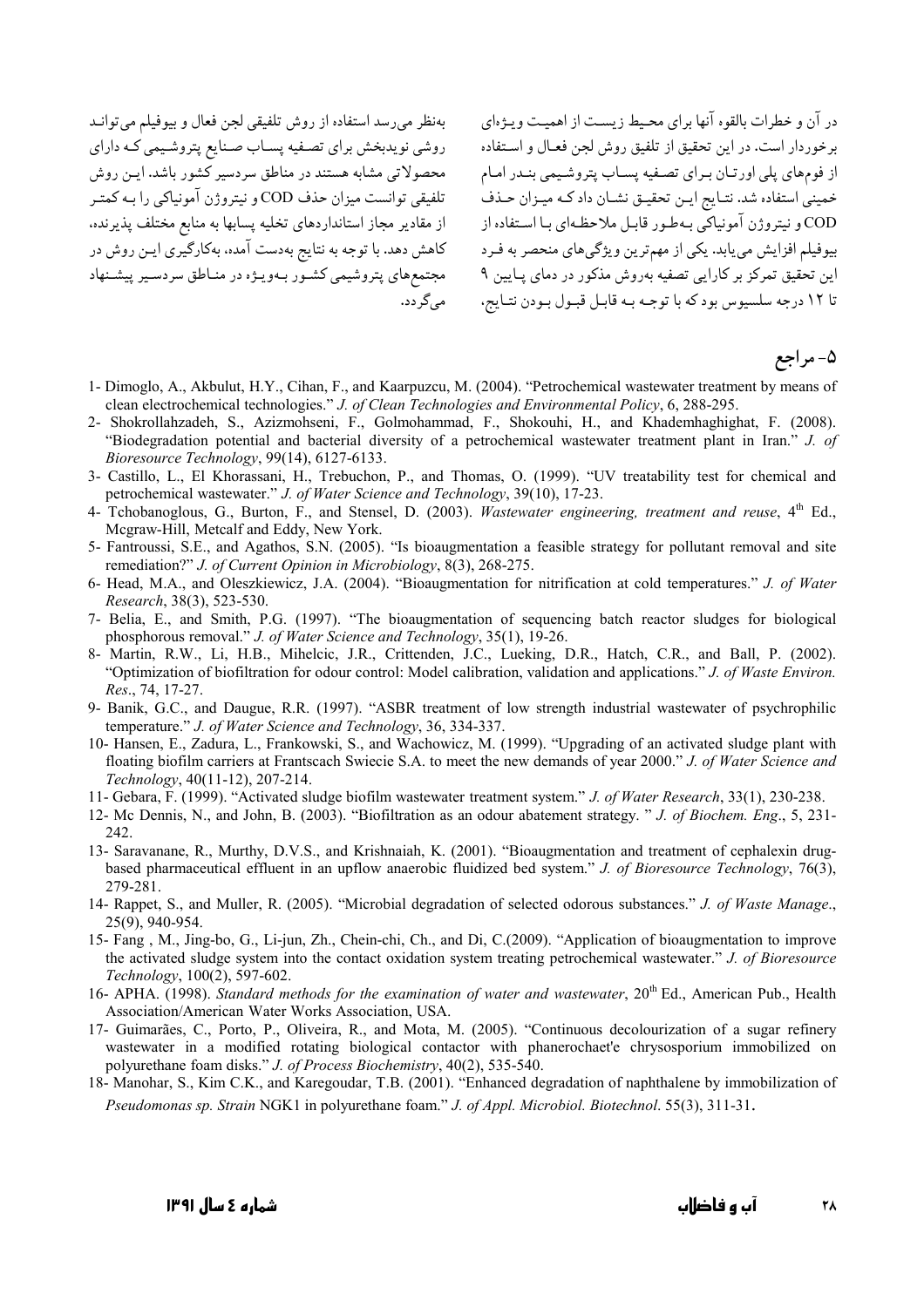در آن و خطرات بالقوه آنها برای محیط زیست از اهمیت ویژه‌ای برخوردار است. در این تحقیق از تلفیق روش لجن فعال و استفاده از فوم‌های پلی اورتان برای تصفیه پساب پتروشیمی بندر امام خمینی استفاده شد. نتایج این تحقیق نشان داد که میزان حذف COD و نیتروژن آمونیاکی به‌طور قابل ملاحظه‌ای با استفاده از بیوفیلم افزایش می‌یابد. یکی از مهم‌ترین ویژگی‌های منحصر به فرد این تحقیق تمرکز بر کارایی تصفیه به‌روش مذکور در دمای پایین ۹ تا ۱۲ درجه سلسیوس بود که با توجه به قابل قبول بودن نتایج، به‌نظر می‌رسد استفاده از روش تلفیقی لجن فعال و بیوفیلم می‌تواند روشی نویدبخش برای تصفیه پساب صنایع پتروشیمی که دارای محصولاتی مشابه هستند در مناطق سردسیر کشور باشد. این روش تلفیقی توانست میزان حذف COD و نیتروژن آمونیاکی را به کمتر از مقادیر مجاز استانداردهای تخلیه پسابها به منابع مختلف پذیرنده، کاهش دهد. با توجه به نتایج به‌دست آمده، به‌کارگیری این روش در مجتمع‌های پتروشیمی کشور به‌ویژه در مناطق سردسیر پیشنهاد می‌گردد.

## ۵- مراجع

1- Dimoglo, A., Akbulut, H.Y., Cihan, F., and Kaarpuzcu, M. (2004). "Petrochemical wastewater treatment by means of clean electrochemical technologies." *J. of Clean Technologies and Environmental Policy*, 6, 288-295.

2- Shokrollahzadeh, S., Azizmohseni, F., Golmohammad, F., Shokouhi, H., and Khademhaghighat, F. (2008). "Biodegradation potential and bacterial diversity of a petrochemical wastewater treatment plant in Iran." *J. of Bioresource Technology*, 99(14), 6127-6133.

3- Castillo, L., El Khorassani, H., Trebuchon, P., and Thomas, O. (1999). "UV treatability test for chemical and petrochemical wastewater." *J. of Water Science and Technology*, 39(10), 17-23.

4- Tchobanoglous, G., Burton, F., and Stensel, D. (2003). *Wastewater engineering, treatment and reuse*, 4th Ed., Mcgraw-Hill, Metcalf and Eddy, New York.

5- Fantroussi, S.E., and Agathos, S.N. (2005). "Is bioaugmentation a feasible strategy for pollutant removal and site remediation?" *J. of Current Opinion in Microbiology*, 8(3), 268-275.

6- Head, M.A., and Oleszkiewicz, J.A. (2004). "Bioaugmentation for nitrification at cold temperatures." *J. of Water Research*, 38(3), 523-530.

7- Belia, E., and Smith, P.G. (1997). "The bioaugmentation of sequencing batch reactor sludges for biological phosphorous removal." *J. of Water Science and Technology*, 35(1), 19-26.

8- Martin, R.W., Li, H.B., Mihelcic, J.R., Crittenden, J.C., Lueking, D.R., Hatch, C.R., and Ball, P. (2002). "Optimization of biofiltration for odour control: Model calibration, validation and applications." *J. of Waste Environ. Res*., 74, 17-27.

9- Banik, G.C., and Daugue, R.R. (1997). "ASBR treatment of low strength industrial wastewater of psychrophilic temperature." *J. of Water Science and Technology*, 36, 334-337.

10- Hansen, E., Zadura, L., Frankowski, S., and Wachowicz, M. (1999). "Upgrading of an activated sludge plant with floating biofilm carriers at Frantscach Swiecie S.A. to meet the new demands of year 2000." *J. of Water Science and Technology*, 40(11-12), 207-214.

11- Gebara, F. (1999). "Activated sludge biofilm wastewater treatment system." *J. of Water Research*, 33(1), 230-238.

12- Mc Dennis, N., and John, B. (2003). "Biofiltration as an odour abatement strategy. " *J. of Biochem. Eng*., 5, 231-242.

13- Saravanane, R., Murthy, D.V.S., and Krishnaiah, K. (2001). "Bioaugmentation and treatment of cephalexin drug-based pharmaceutical effluent in an upflow anaerobic fluidized bed system." *J. of Bioresource Technology*, 76(3), 279-281.

14- Rappet, S., and Muller, R. (2005). "Microbial degradation of selected odorous substances." *J. of Waste Manage*., 25(9), 940-954.

15- Fang , M., Jing-bo, G., Li-jun, Zh., Chein-chi, Ch., and Di, C.(2009). "Application of bioaugmentation to improve the activated sludge system into the contact oxidation system treating petrochemical wastewater." *J. of Bioresource Technology*, 100(2), 597-602.

16- APHA. (1998). *Standard methods for the examination of water and wastewater*, 20th Ed., American Pub., Health Association/American Water Works Association, USA.

17- Guimarães, C., Porto, P., Oliveira, R., and Mota, M. (2005). "Continuous decolourization of a sugar refinery wastewater in a modified rotating biological contactor with phanerochaet'e chrysosporium immobilized on polyurethane foam disks." *J. of Process Biochemistry*, 40(2), 535-540.

18- Manohar, S., Kim C.K., and Karegoudar, T.B. (2001). "Enhanced degradation of naphthalene by immobilization of *Pseudomonas sp. Strain* NGK1 in polyurethane foam." *J. of Appl. Microbiol. Biotechnol*. 55(3), 311-31.